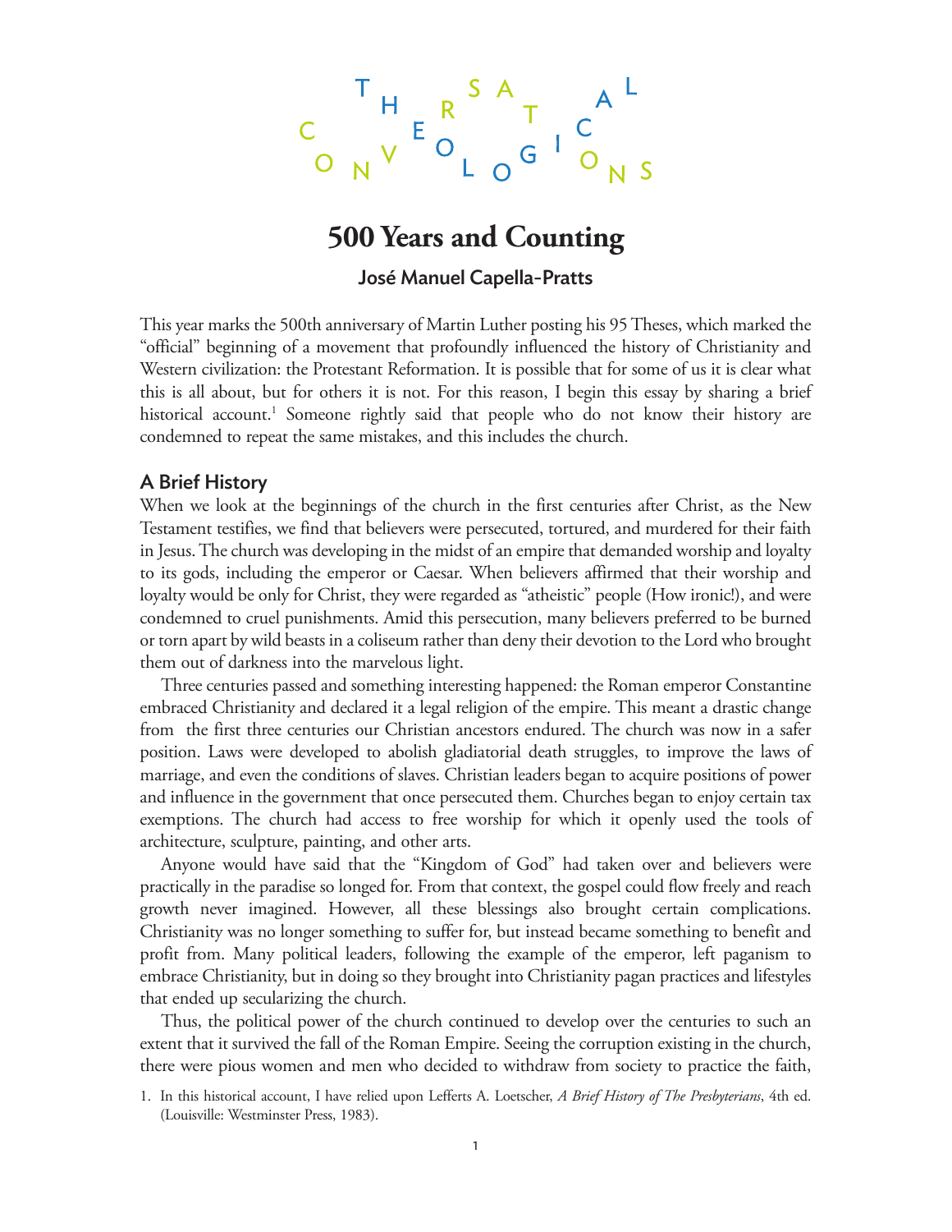Theological Conversations

# 500 Years and Counting

### José Manuel Capella-Pratts

This year marks the 500th anniversary of Martin Luther posting his 95 Theses, which marked the "official" beginning of a movement that profoundly influenced the history of Christianity and Western civilization: the Protestant Reformation. It is possible that for some of us it is clear what this is all about, but for others it is not. For this reason, I begin this essay by sharing a brief historical account.[1] Someone rightly said that people who do not know their history are condemned to repeat the same mistakes, and this includes the church.

## A Brief History

When we look at the beginnings of the church in the first centuries after Christ, as the New Testament testifies, we find that believers were persecuted, tortured, and murdered for their faith in Jesus. The church was developing in the midst of an empire that demanded worship and loyalty to its gods, including the emperor or Caesar. When believers affirmed that their worship and loyalty would be only for Christ, they were regarded as "atheistic" people (How ironic!), and were condemned to cruel punishments. Amid this persecution, many believers preferred to be burned or torn apart by wild beasts in a coliseum rather than deny their devotion to the Lord who brought them out of darkness into the marvelous light.

Three centuries passed and something interesting happened: the Roman emperor Constantine embraced Christianity and declared it a legal religion of the empire. This meant a drastic change from the first three centuries our Christian ancestors endured. The church was now in a safer position. Laws were developed to abolish gladiatorial death struggles, to improve the laws of marriage, and even the conditions of slaves. Christian leaders began to acquire positions of power and influence in the government that once persecuted them. Churches began to enjoy certain tax exemptions. The church had access to free worship for which it openly used the tools of architecture, sculpture, painting, and other arts.

Anyone would have said that the "Kingdom of God" had taken over and believers were practically in the paradise so longed for. From that context, the gospel could flow freely and reach growth never imagined. However, all these blessings also brought certain complications. Christianity was no longer something to suffer for, but instead became something to benefit and profit from. Many political leaders, following the example of the emperor, left paganism to embrace Christianity, but in doing so they brought into Christianity pagan practices and lifestyles that ended up secularizing the church.

Thus, the political power of the church continued to develop over the centuries to such an extent that it survived the fall of the Roman Empire. Seeing the corruption existing in the church, there were pious women and men who decided to withdraw from society to practice the faith,

1. In this historical account, I have relied upon Lefferts A. Loetscher, *A Brief History of The Presbyterians*, 4th ed. (Louisville: Westminster Press, 1983).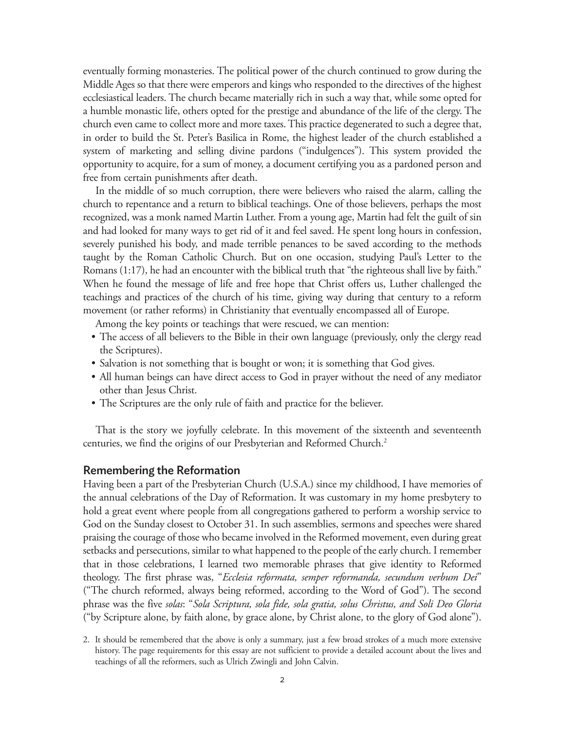eventually forming monasteries. The political power of the church continued to grow during the Middle Ages so that there were emperors and kings who responded to the directives of the highest ecclesiastical leaders. The church became materially rich in such a way that, while some opted for a humble monastic life, others opted for the prestige and abundance of the life of the clergy. The church even came to collect more and more taxes. This practice degenerated to such a degree that, in order to build the St. Peter's Basilica in Rome, the highest leader of the church established a system of marketing and selling divine pardons ("indulgences"). This system provided the opportunity to acquire, for a sum of money, a document certifying you as a pardoned person and free from certain punishments after death.

In the middle of so much corruption, there were believers who raised the alarm, calling the church to repentance and a return to biblical teachings. One of those believers, perhaps the most recognized, was a monk named Martin Luther. From a young age, Martin had felt the guilt of sin and had looked for many ways to get rid of it and feel saved. He spent long hours in confession, severely punished his body, and made terrible penances to be saved according to the methods taught by the Roman Catholic Church. But on one occasion, studying Paul's Letter to the Romans (1:17), he had an encounter with the biblical truth that "the righteous shall live by faith." When he found the message of life and free hope that Christ offers us, Luther challenged the teachings and practices of the church of his time, giving way during that century to a reform movement (or rather reforms) in Christianity that eventually encompassed all of Europe.

Among the key points or teachings that were rescued, we can mention:

- The access of all believers to the Bible in their own language (previously, only the clergy read the Scriptures).
- Salvation is not something that is bought or won; it is something that God gives.
- All human beings can have direct access to God in prayer without the need of any mediator other than Jesus Christ.
- The Scriptures are the only rule of faith and practice for the believer.

That is the story we joyfully celebrate. In this movement of the sixteenth and seventeenth centuries, we find the origins of our Presbyterian and Reformed Church.[2]

## Remembering the Reformation

Having been a part of the Presbyterian Church (U.S.A.) since my childhood, I have memories of the annual celebrations of the Day of Reformation. It was customary in my home presbytery to hold a great event where people from all congregations gathered to perform a worship service to God on the Sunday closest to October 31. In such assemblies, sermons and speeches were shared praising the courage of those who became involved in the Reformed movement, even during great setbacks and persecutions, similar to what happened to the people of the early church. I remember that in those celebrations, I learned two memorable phrases that give identity to Reformed theology. The first phrase was, "*Ecclesia reformata, semper reformanda, secundum verbum Dei*" ("The church reformed, always being reformed, according to the Word of God"). The second phrase was the five *solas*: "*Sola Scriptura, sola fide, sola gratia, solus Christus, and Soli Deo Gloria* ("by Scripture alone, by faith alone, by grace alone, by Christ alone, to the glory of God alone").

2. It should be remembered that the above is only a summary, just a few broad strokes of a much more extensive history. The page requirements for this essay are not sufficient to provide a detailed account about the lives and teachings of all the reformers, such as Ulrich Zwingli and John Calvin.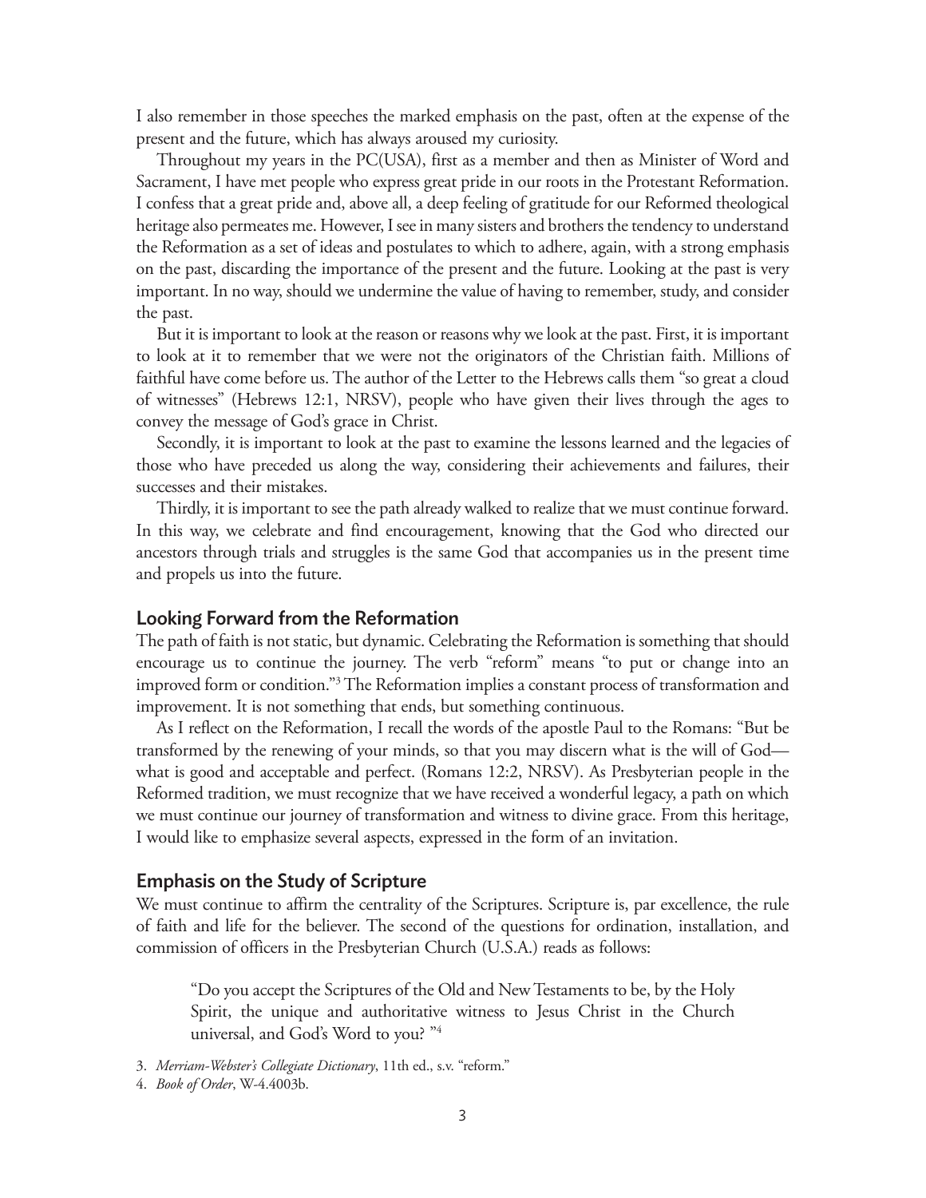I also remember in those speeches the marked emphasis on the past, often at the expense of the present and the future, which has always aroused my curiosity.

Throughout my years in the PC(USA), first as a member and then as Minister of Word and Sacrament, I have met people who express great pride in our roots in the Protestant Reformation. I confess that a great pride and, above all, a deep feeling of gratitude for our Reformed theological heritage also permeates me. However, I see in many sisters and brothers the tendency to understand the Reformation as a set of ideas and postulates to which to adhere, again, with a strong emphasis on the past, discarding the importance of the present and the future. Looking at the past is very important. In no way, should we undermine the value of having to remember, study, and consider the past.

But it is important to look at the reason or reasons why we look at the past. First, it is important to look at it to remember that we were not the originators of the Christian faith. Millions of faithful have come before us. The author of the Letter to the Hebrews calls them "so great a cloud of witnesses" (Hebrews 12:1, NRSV), people who have given their lives through the ages to convey the message of God's grace in Christ.

Secondly, it is important to look at the past to examine the lessons learned and the legacies of those who have preceded us along the way, considering their achievements and failures, their successes and their mistakes.

Thirdly, it is important to see the path already walked to realize that we must continue forward. In this way, we celebrate and find encouragement, knowing that the God who directed our ancestors through trials and struggles is the same God that accompanies us in the present time and propels us into the future.

## Looking Forward from the Reformation

The path of faith is not static, but dynamic. Celebrating the Reformation is something that should encourage us to continue the journey. The verb "reform" means "to put or change into an improved form or condition."[3] The Reformation implies a constant process of transformation and improvement. It is not something that ends, but something continuous.

As I reflect on the Reformation, I recall the words of the apostle Paul to the Romans: "But be transformed by the renewing of your minds, so that you may discern what is the will of God—what is good and acceptable and perfect. (Romans 12:2, NRSV). As Presbyterian people in the Reformed tradition, we must recognize that we have received a wonderful legacy, a path on which we must continue our journey of transformation and witness to divine grace. From this heritage, I would like to emphasize several aspects, expressed in the form of an invitation.

## Emphasis on the Study of Scripture

We must continue to affirm the centrality of the Scriptures. Scripture is, par excellence, the rule of faith and life for the believer. The second of the questions for ordination, installation, and commission of officers in the Presbyterian Church (U.S.A.) reads as follows:

> "Do you accept the Scriptures of the Old and New Testaments to be, by the Holy Spirit, the unique and authoritative witness to Jesus Christ in the Church universal, and God's Word to you? "[4]

3. *Merriam-Webster's Collegiate Dictionary*, 11th ed., s.v. "reform."

4. *Book of Order*, W-4.4003b.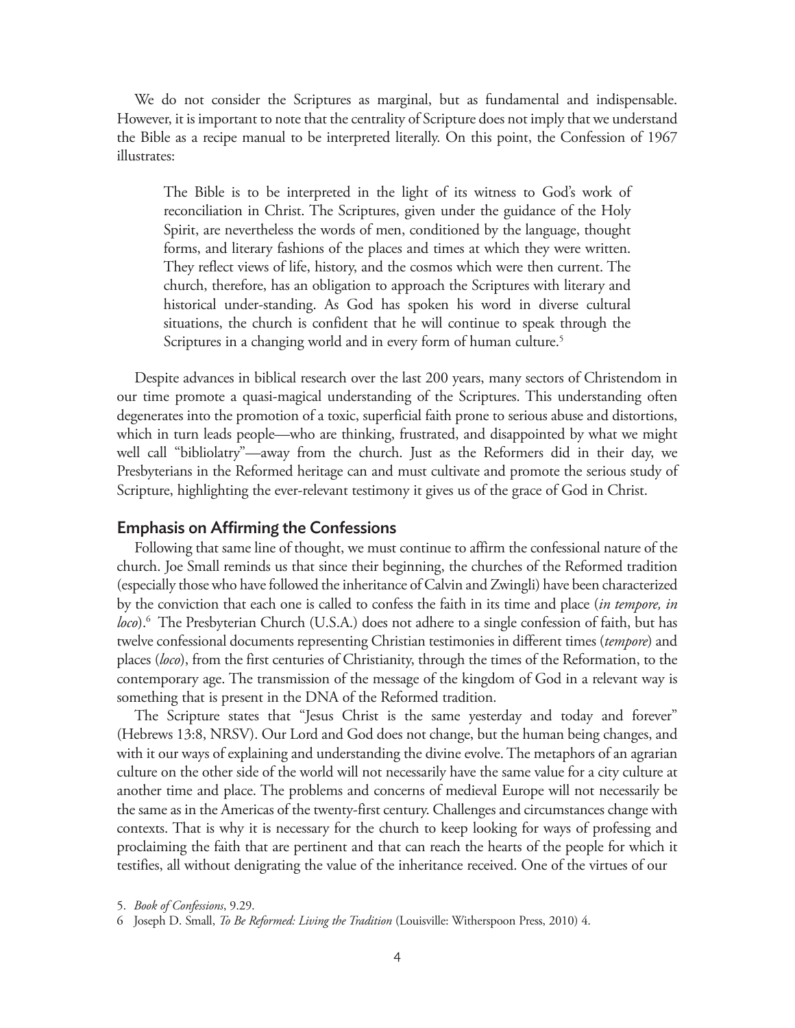We do not consider the Scriptures as marginal, but as fundamental and indispensable. However, it is important to note that the centrality of Scripture does not imply that we understand the Bible as a recipe manual to be interpreted literally. On this point, the Confession of 1967 illustrates:

> The Bible is to be interpreted in the light of its witness to God's work of reconciliation in Christ. The Scriptures, given under the guidance of the Holy Spirit, are nevertheless the words of men, conditioned by the language, thought forms, and literary fashions of the places and times at which they were written. They reflect views of life, history, and the cosmos which were then current. The church, therefore, has an obligation to approach the Scriptures with literary and historical under-standing. As God has spoken his word in diverse cultural situations, the church is confident that he will continue to speak through the Scriptures in a changing world and in every form of human culture.[5]

Despite advances in biblical research over the last 200 years, many sectors of Christendom in our time promote a quasi-magical understanding of the Scriptures. This understanding often degenerates into the promotion of a toxic, superficial faith prone to serious abuse and distortions, which in turn leads people—who are thinking, frustrated, and disappointed by what we might well call "bibliolatry"—away from the church. Just as the Reformers did in their day, we Presbyterians in the Reformed heritage can and must cultivate and promote the serious study of Scripture, highlighting the ever-relevant testimony it gives us of the grace of God in Christ.

## Emphasis on Affirming the Confessions

Following that same line of thought, we must continue to affirm the confessional nature of the church. Joe Small reminds us that since their beginning, the churches of the Reformed tradition (especially those who have followed the inheritance of Calvin and Zwingli) have been characterized by the conviction that each one is called to confess the faith in its time and place (*in tempore, in loco*).[6] The Presbyterian Church (U.S.A.) does not adhere to a single confession of faith, but has twelve confessional documents representing Christian testimonies in different times (*tempore*) and places (*loco*), from the first centuries of Christianity, through the times of the Reformation, to the contemporary age. The transmission of the message of the kingdom of God in a relevant way is something that is present in the DNA of the Reformed tradition.

The Scripture states that "Jesus Christ is the same yesterday and today and forever" (Hebrews 13:8, NRSV). Our Lord and God does not change, but the human being changes, and with it our ways of explaining and understanding the divine evolve. The metaphors of an agrarian culture on the other side of the world will not necessarily have the same value for a city culture at another time and place. The problems and concerns of medieval Europe will not necessarily be the same as in the Americas of the twenty-first century. Challenges and circumstances change with contexts. That is why it is necessary for the church to keep looking for ways of professing and proclaiming the faith that are pertinent and that can reach the hearts of the people for which it testifies, all without denigrating the value of the inheritance received. One of the virtues of our

5. *Book of Confessions*, 9.29.

6 Joseph D. Small, *To Be Reformed: Living the Tradition* (Louisville: Witherspoon Press, 2010) 4.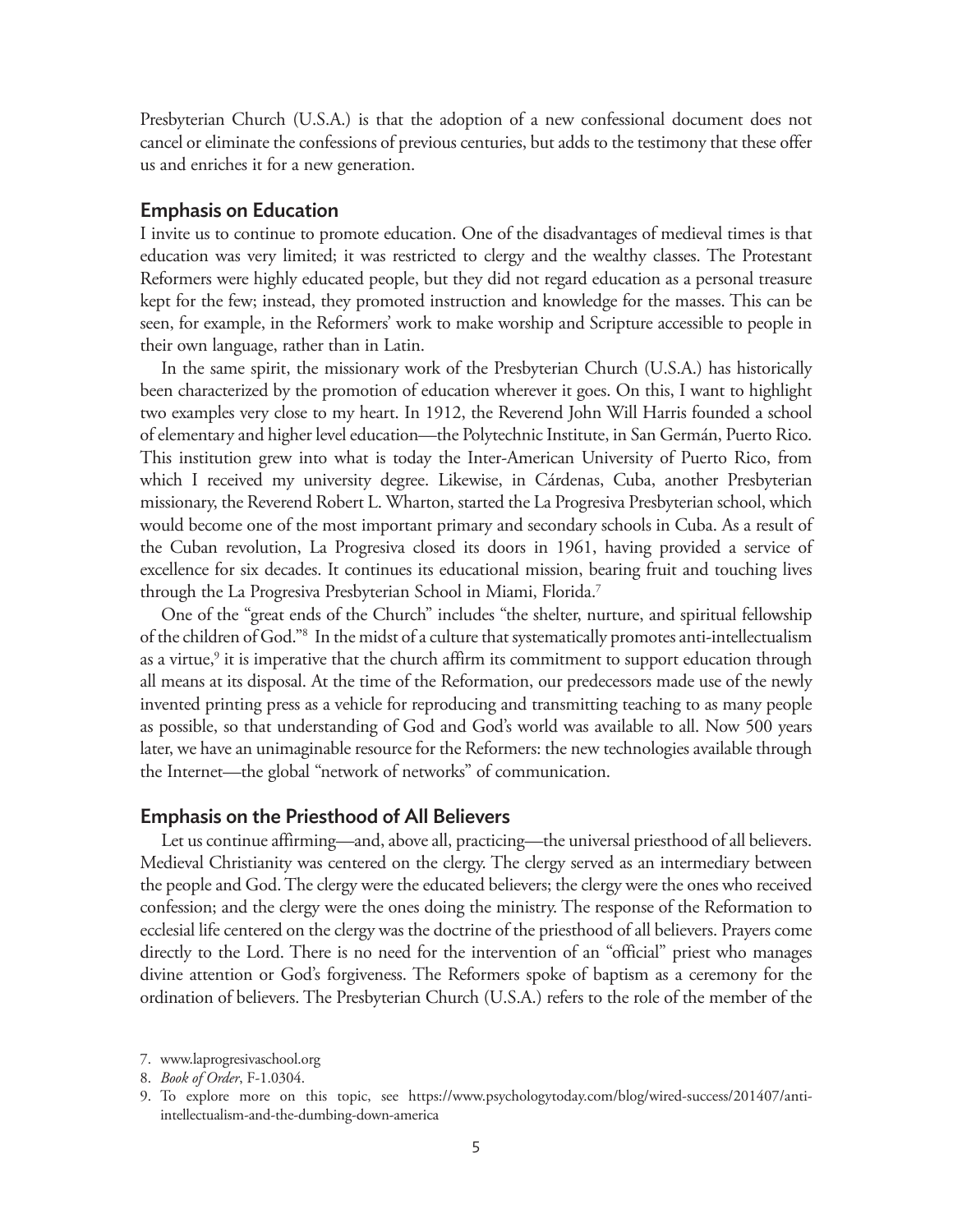Presbyterian Church (U.S.A.) is that the adoption of a new confessional document does not cancel or eliminate the confessions of previous centuries, but adds to the testimony that these offer us and enriches it for a new generation.

## Emphasis on Education

I invite us to continue to promote education. One of the disadvantages of medieval times is that education was very limited; it was restricted to clergy and the wealthy classes. The Protestant Reformers were highly educated people, but they did not regard education as a personal treasure kept for the few; instead, they promoted instruction and knowledge for the masses. This can be seen, for example, in the Reformers' work to make worship and Scripture accessible to people in their own language, rather than in Latin.

In the same spirit, the missionary work of the Presbyterian Church (U.S.A.) has historically been characterized by the promotion of education wherever it goes. On this, I want to highlight two examples very close to my heart. In 1912, the Reverend John Will Harris founded a school of elementary and higher level education—the Polytechnic Institute, in San Germán, Puerto Rico. This institution grew into what is today the Inter-American University of Puerto Rico, from which I received my university degree. Likewise, in Cárdenas, Cuba, another Presbyterian missionary, the Reverend Robert L. Wharton, started the La Progresiva Presbyterian school, which would become one of the most important primary and secondary schools in Cuba. As a result of the Cuban revolution, La Progresiva closed its doors in 1961, having provided a service of excellence for six decades. It continues its educational mission, bearing fruit and touching lives through the La Progresiva Presbyterian School in Miami, Florida.[7]

One of the "great ends of the Church" includes "the shelter, nurture, and spiritual fellowship of the children of God."[8] In the midst of a culture that systematically promotes anti-intellectualism as a virtue,[9] it is imperative that the church affirm its commitment to support education through all means at its disposal. At the time of the Reformation, our predecessors made use of the newly invented printing press as a vehicle for reproducing and transmitting teaching to as many people as possible, so that understanding of God and God's world was available to all. Now 500 years later, we have an unimaginable resource for the Reformers: the new technologies available through the Internet—the global "network of networks" of communication.

## Emphasis on the Priesthood of All Believers

Let us continue affirming—and, above all, practicing—the universal priesthood of all believers. Medieval Christianity was centered on the clergy. The clergy served as an intermediary between the people and God. The clergy were the educated believers; the clergy were the ones who received confession; and the clergy were the ones doing the ministry. The response of the Reformation to ecclesial life centered on the clergy was the doctrine of the priesthood of all believers. Prayers come directly to the Lord. There is no need for the intervention of an "official" priest who manages divine attention or God's forgiveness. The Reformers spoke of baptism as a ceremony for the ordination of believers. The Presbyterian Church (U.S.A.) refers to the role of the member of the

7. www.laprogresivaschool.org
8. *Book of Order*, F-1.0304.
9. To explore more on this topic, see https://www.psychologytoday.com/blog/wired-success/201407/anti-intellectualism-and-the-dumbing-down-america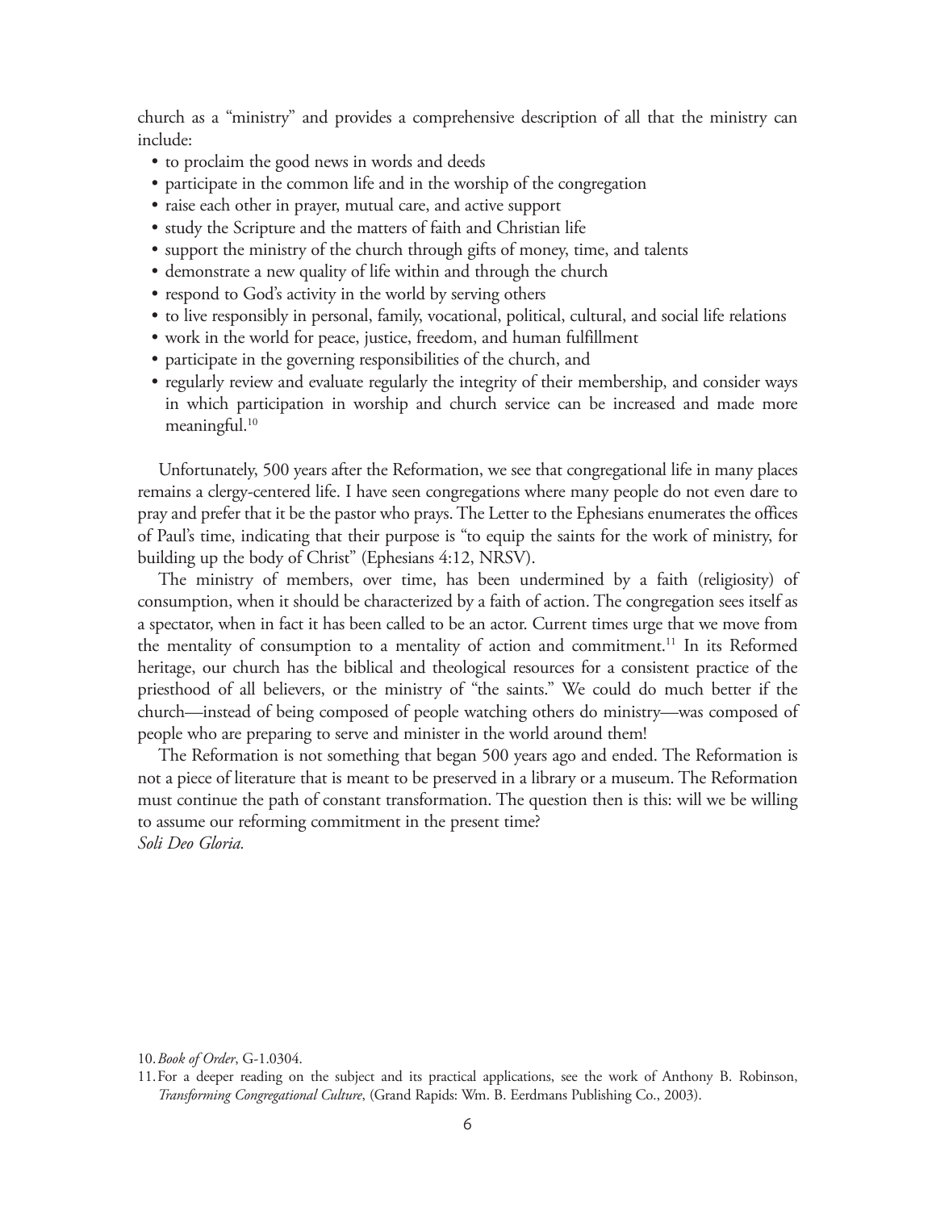church as a "ministry" and provides a comprehensive description of all that the ministry can include:

- to proclaim the good news in words and deeds
- participate in the common life and in the worship of the congregation
- raise each other in prayer, mutual care, and active support
- study the Scripture and the matters of faith and Christian life
- support the ministry of the church through gifts of money, time, and talents
- demonstrate a new quality of life within and through the church
- respond to God's activity in the world by serving others
- to live responsibly in personal, family, vocational, political, cultural, and social life relations
- work in the world for peace, justice, freedom, and human fulfillment
- participate in the governing responsibilities of the church, and
- regularly review and evaluate regularly the integrity of their membership, and consider ways in which participation in worship and church service can be increased and made more meaningful.[10]

Unfortunately, 500 years after the Reformation, we see that congregational life in many places remains a clergy-centered life. I have seen congregations where many people do not even dare to pray and prefer that it be the pastor who prays. The Letter to the Ephesians enumerates the offices of Paul's time, indicating that their purpose is "to equip the saints for the work of ministry, for building up the body of Christ" (Ephesians 4:12, NRSV).

The ministry of members, over time, has been undermined by a faith (religiosity) of consumption, when it should be characterized by a faith of action. The congregation sees itself as a spectator, when in fact it has been called to be an actor. Current times urge that we move from the mentality of consumption to a mentality of action and commitment.[11] In its Reformed heritage, our church has the biblical and theological resources for a consistent practice of the priesthood of all believers, or the ministry of "the saints." We could do much better if the church—instead of being composed of people watching others do ministry—was composed of people who are preparing to serve and minister in the world around them!

The Reformation is not something that began 500 years ago and ended. The Reformation is not a piece of literature that is meant to be preserved in a library or a museum. The Reformation must continue the path of constant transformation. The question then is this: will we be willing to assume our reforming commitment in the present time?

*Soli Deo Gloria.*

10. *Book of Order*, G-1.0304.

11. For a deeper reading on the subject and its practical applications, see the work of Anthony B. Robinson, *Transforming Congregational Culture*, (Grand Rapids: Wm. B. Eerdmans Publishing Co., 2003).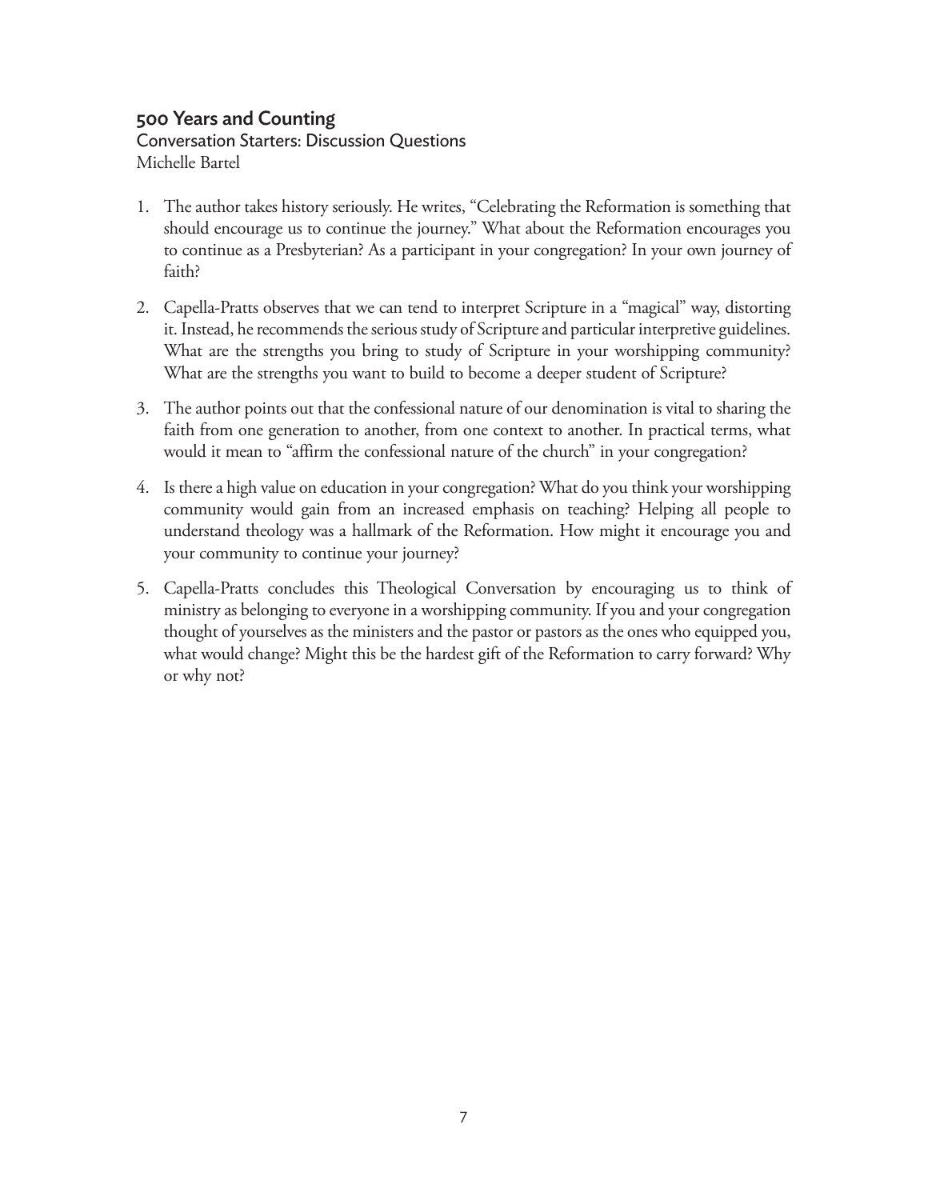## 500 Years and Counting

Conversation Starters: Discussion Questions

Michelle Bartel

1. The author takes history seriously. He writes, "Celebrating the Reformation is something that should encourage us to continue the journey." What about the Reformation encourages you to continue as a Presbyterian? As a participant in your congregation? In your own journey of faith?

2. Capella-Pratts observes that we can tend to interpret Scripture in a "magical" way, distorting it. Instead, he recommends the serious study of Scripture and particular interpretive guidelines. What are the strengths you bring to study of Scripture in your worshipping community? What are the strengths you want to build to become a deeper student of Scripture?

3. The author points out that the confessional nature of our denomination is vital to sharing the faith from one generation to another, from one context to another. In practical terms, what would it mean to "affirm the confessional nature of the church" in your congregation?

4. Is there a high value on education in your congregation? What do you think your worshipping community would gain from an increased emphasis on teaching? Helping all people to understand theology was a hallmark of the Reformation. How might it encourage you and your community to continue your journey?

5. Capella-Pratts concludes this Theological Conversation by encouraging us to think of ministry as belonging to everyone in a worshipping community. If you and your congregation thought of yourselves as the ministers and the pastor or pastors as the ones who equipped you, what would change? Might this be the hardest gift of the Reformation to carry forward? Why or why not?